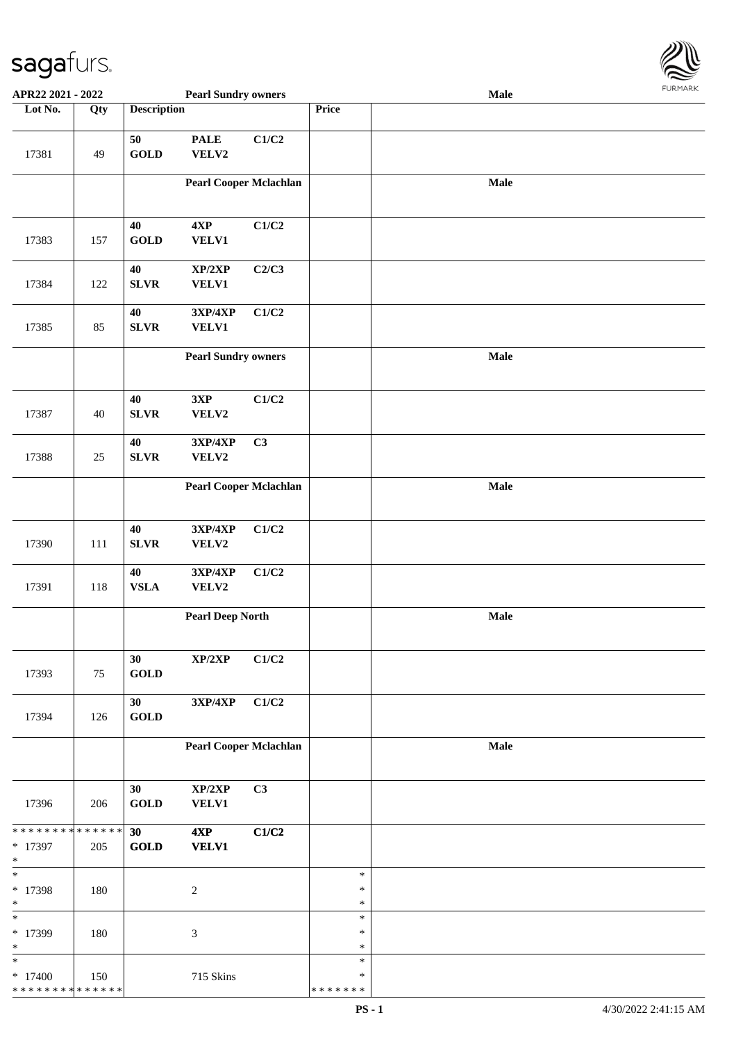| Lot No. | Qty | Description | | | Price | |
|---|---|---|---|---|---|---|
| | | **Pearl Sundry owners** | | | | **Male** |
| 17381 | 49 | **50 GOLD** | **PALE VELV2** | **C1/C2** | | |
| | | **Pearl Cooper Mclachlan** | | | | **Male** |
| 17383 | 157 | **40 GOLD** | **4XP VELV1** | **C1/C2** | | |
| 17384 | 122 | **40 SLVR** | **XP/2XP VELV1** | **C2/C3** | | |
| 17385 | 85 | **40 SLVR** | **3XP/4XP VELV1** | **C1/C2** | | |
| | | **Pearl Sundry owners** | | | | **Male** |
| 17387 | 40 | **40 SLVR** | **3XP VELV2** | **C1/C2** | | |
| 17388 | 25 | **40 SLVR** | **3XP/4XP VELV2** | **C3** | | |
| | | **Pearl Cooper Mclachlan** | | | | **Male** |
| 17390 | 111 | **40 SLVR** | **3XP/4XP VELV2** | **C1/C2** | | |
| 17391 | 118 | **40 VSLA** | **3XP/4XP VELV2** | **C1/C2** | | |
| | | **Pearl Deep North** | | | | **Male** |
| 17393 | 75 | **30 GOLD** | **XP/2XP** | **C1/C2** | | |
| 17394 | 126 | **30 GOLD** | **3XP/4XP** | **C1/C2** | | |
| | | **Pearl Cooper Mclachlan** | | | | **Male** |
| 17396 | 206 | **30 GOLD** | **XP/2XP VELV1** | **C3** | | |
| * 17397 | 205 | **30 GOLD** | **4XP VELV1** | **C1/C2** | | |
| * 17398 | 180 | | 2 | | * | |
| * 17399 | 180 | | 3 | | * | |
| * 17400 | 150 | | 715 Skins | | * | |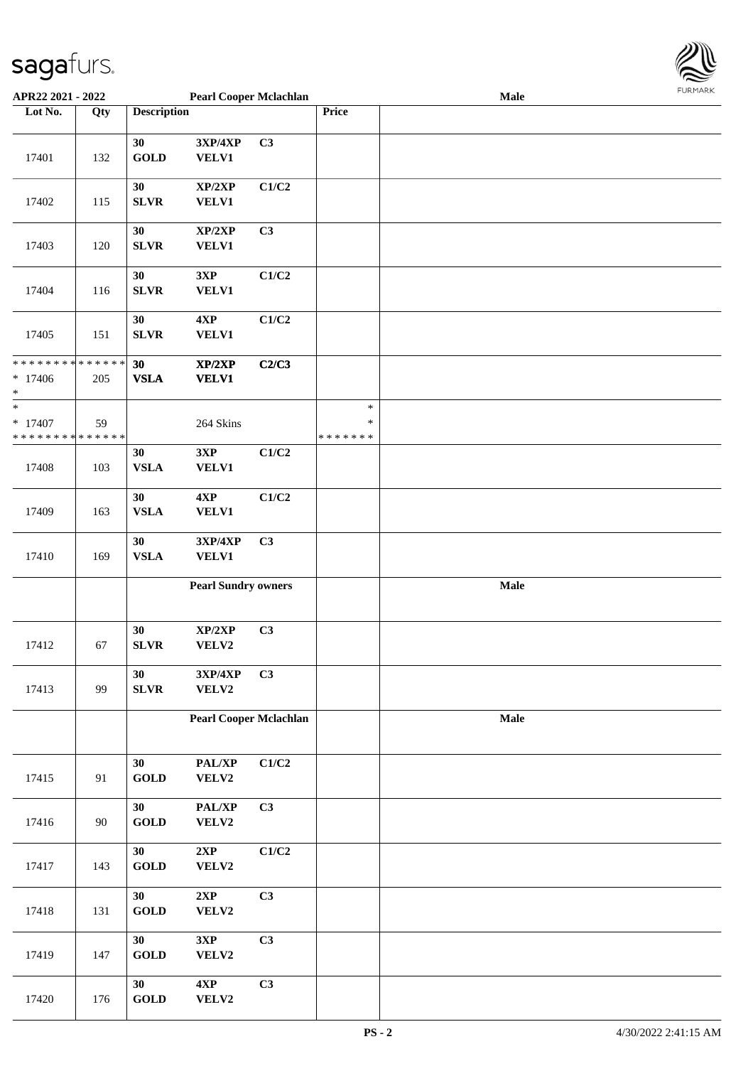**APR22 2021 - 2022** **Pearl Cooper Mclachlan** **Male**

| Lot No. | Qty | Description | | | Price | |
|---|---|---|---|---|---|---|
| 17401 | 132 | 30 GOLD | 3XP/4XP VELV1 | C3 | | |
| 17402 | 115 | 30 SLVR | XP/2XP VELV1 | C1/C2 | | |
| 17403 | 120 | 30 SLVR | XP/2XP VELV1 | C3 | | |
| 17404 | 116 | 30 SLVR | 3XP VELV1 | C1/C2 | | |
| 17405 | 151 | 30 SLVR | 4XP VELV1 | C1/C2 | | |
| * * * * * * * * * * * * * * * 17406 * | 205 | 30 VSLA | XP/2XP VELV1 | C2/C3 | | |
| * * 17407 * * * * * * * * * * * * * * | 59 | | 264 Skins | | * * * * * * * * * | |
| 17408 | 103 | 30 VSLA | 3XP VELV1 | C1/C2 | | |
| 17409 | 163 | 30 VSLA | 4XP VELV1 | C1/C2 | | |
| 17410 | 169 | 30 VSLA | 3XP/4XP VELV1 | C3 | | |
| | | | **Pearl Sundry owners** | | | **Male** |
| 17412 | 67 | 30 SLVR | XP/2XP VELV2 | C3 | | |
| 17413 | 99 | 30 SLVR | 3XP/4XP VELV2 | C3 | | |
| | | | **Pearl Cooper Mclachlan** | | | **Male** |
| 17415 | 91 | 30 GOLD | PAL/XP VELV2 | C1/C2 | | |
| 17416 | 90 | 30 GOLD | PAL/XP VELV2 | C3 | | |
| 17417 | 143 | 30 GOLD | 2XP VELV2 | C1/C2 | | |
| 17418 | 131 | 30 GOLD | 2XP VELV2 | C3 | | |
| 17419 | 147 | 30 GOLD | 3XP VELV2 | C3 | | |
| 17420 | 176 | 30 GOLD | 4XP VELV2 | C3 | | |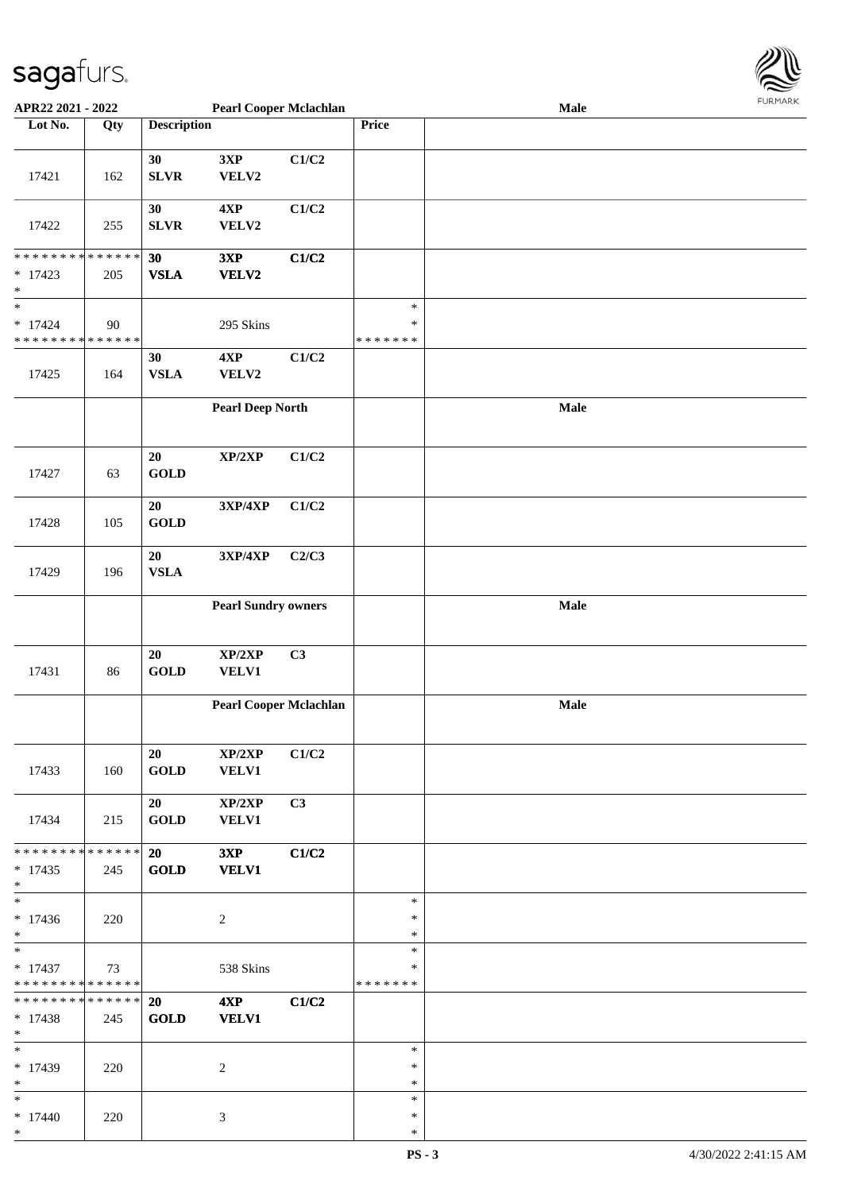APR22 2021 - 2022 — Pearl Cooper Mclachlan — Male

| Lot No. | Qty | Description | | | Price | |
|---|---|---|---|---|---|---|
| 17421 | 162 | 30 SLVR | 3XP VELV2 | C1/C2 | | |
| 17422 | 255 | 30 SLVR | 4XP VELV2 | C1/C2 | | |
| * * * * * * * * * * * * * * * 17423 * | 205 | 30 VSLA | 3XP VELV2 | C1/C2 | | |
| * * 17424 * * * * * * * * * * * * * * | 90 | | 295 Skins | | * * * * * * * * * | |
| 17425 | 164 | 30 VSLA | 4XP VELV2 | C1/C2 | | |
| | | | Pearl Deep North | | | Male |
| 17427 | 63 | 20 GOLD | XP/2XP | C1/C2 | | |
| 17428 | 105 | 20 GOLD | 3XP/4XP | C1/C2 | | |
| 17429 | 196 | 20 VSLA | 3XP/4XP | C2/C3 | | |
| | | | Pearl Sundry owners | | | Male |
| 17431 | 86 | 20 GOLD | XP/2XP VELV1 | C3 | | |
| | | | Pearl Cooper Mclachlan | | | Male |
| 17433 | 160 | 20 GOLD | XP/2XP VELV1 | C1/C2 | | |
| 17434 | 215 | 20 GOLD | XP/2XP VELV1 | C3 | | |
| * * * * * * * * * * * * * * * 17435 * | 245 | 20 GOLD | 3XP VELV1 | C1/C2 | | |
| * * 17436 * | 220 | | 2 | | * * * | |
| * * 17437 * * * * * * * * * * * * * * | 73 | | 538 Skins | | * * * * * * * * * | |
| * * * * * * * * * * * * * * * 17438 * | 245 | 20 GOLD | 4XP VELV1 | C1/C2 | | |
| * * 17439 * | 220 | | 2 | | * * * | |
| * * 17440 * | 220 | | 3 | | * * * | |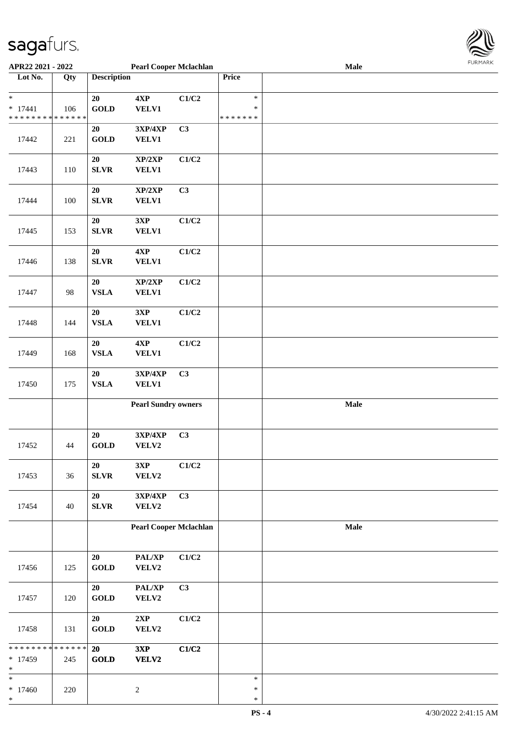APR22 2021 - 2022 **Pearl Cooper Mclachlan** **Male**

| Lot No. | Qty | Description | | | Price | |
|---|---|---|---|---|---|---|
| *<br>* 17441<br>* * * * * * * * * * * * * * | 106 | 20<br>GOLD | 4XP<br>VELV1 | C1/C2 | *<br>*<br>* * * * * * * | |
| 17442 | 221 | 20<br>GOLD | 3XP/4XP<br>VELV1 | C3 | | |
| 17443 | 110 | 20<br>SLVR | XP/2XP<br>VELV1 | C1/C2 | | |
| 17444 | 100 | 20<br>SLVR | XP/2XP<br>VELV1 | C3 | | |
| 17445 | 153 | 20<br>SLVR | 3XP<br>VELV1 | C1/C2 | | |
| 17446 | 138 | 20<br>SLVR | 4XP<br>VELV1 | C1/C2 | | |
| 17447 | 98 | 20<br>VSLA | XP/2XP<br>VELV1 | C1/C2 | | |
| 17448 | 144 | 20<br>VSLA | 3XP<br>VELV1 | C1/C2 | | |
| 17449 | 168 | 20<br>VSLA | 4XP<br>VELV1 | C1/C2 | | |
| 17450 | 175 | 20<br>VSLA | 3XP/4XP<br>VELV1 | C3 | | |
| | | | **Pearl Sundry owners** | | | **Male** |
| 17452 | 44 | 20<br>GOLD | 3XP/4XP<br>VELV2 | C3 | | |
| 17453 | 36 | 20<br>SLVR | 3XP<br>VELV2 | C1/C2 | | |
| 17454 | 40 | 20<br>SLVR | 3XP/4XP<br>VELV2 | C3 | | |
| | | | **Pearl Cooper Mclachlan** | | | **Male** |
| 17456 | 125 | 20<br>GOLD | PAL/XP<br>VELV2 | C1/C2 | | |
| 17457 | 120 | 20<br>GOLD | PAL/XP<br>VELV2 | C3 | | |
| 17458 | 131 | 20<br>GOLD | 2XP<br>VELV2 | C1/C2 | | |
| * * * * * * * * * * * * * *<br>* 17459<br>* | 245 | **20**<br>**GOLD** | **3XP**<br>**VELV2** | **C1/C2** | | |
| *<br>* 17460<br>* | 220 | | 2 | | *<br>*<br>* | |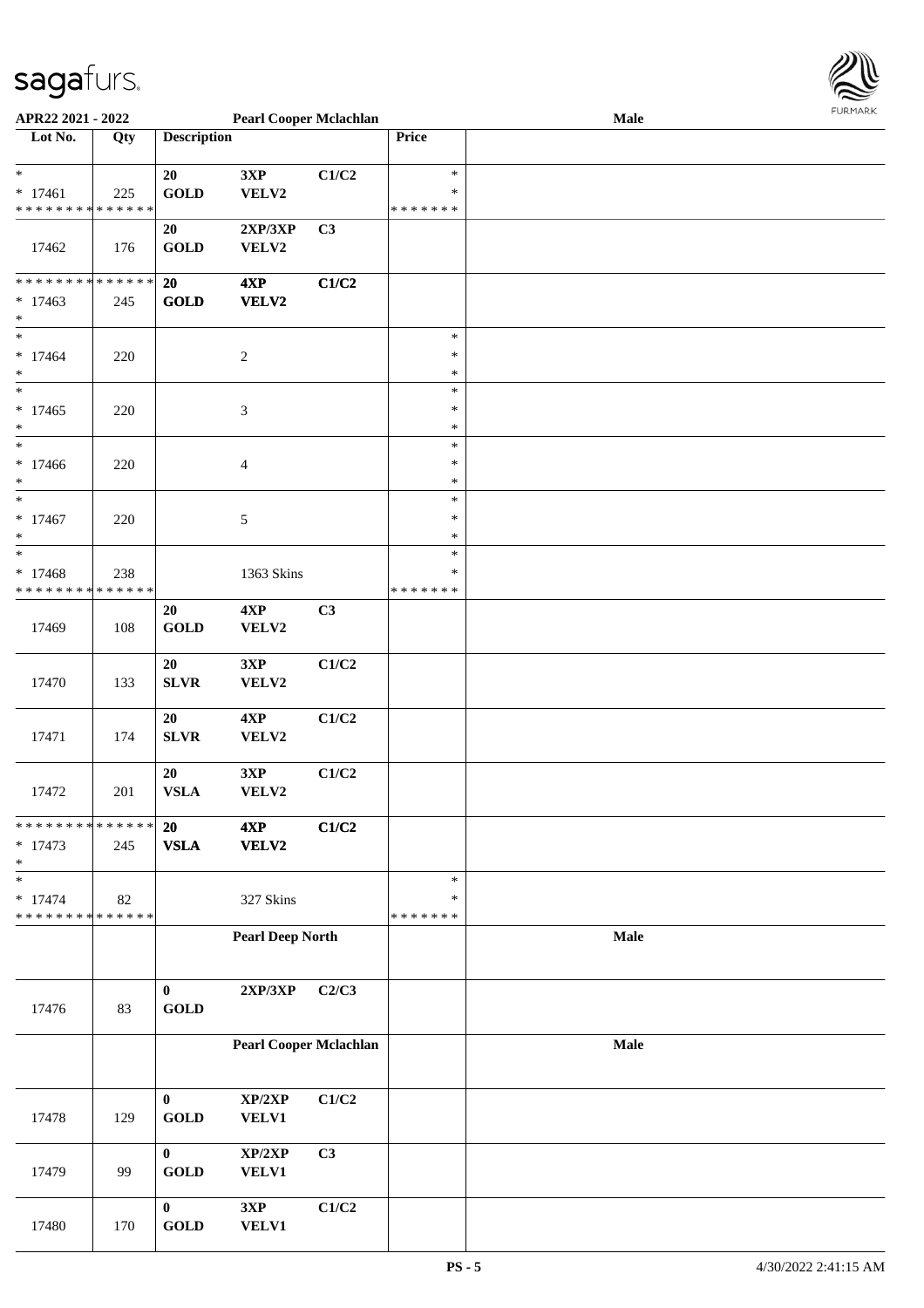| Lot No. | Qty | Description | | | Price | |
|---|---|---|---|---|---|---|
| * | | 20 | 3XP | C1/C2 | * | |
| * 17461 | 225 | GOLD | VELV2 | | * | |
| * * * * * * * * * * * * * * | | | | | * * * * * * * | |
| 17462 | 176 | 20 GOLD | 2XP/3XP VELV2 | C3 | | |
| * * * * * * * * * * * * * * | | **20** | **4XP** | **C1/C2** | | |
| * 17463 | 245 | **GOLD** | **VELV2** | | | |
| * | | | | | | |
| * 17464 | 220 | | 2 | | * | |
| * 17465 | 220 | | 3 | | * | |
| * 17466 | 220 | | 4 | | * | |
| * 17467 | 220 | | 5 | | * | |
| * 17468 | 238 | | 1363 Skins | | * | |
| * * * * * * * * * * * * * * | | | | | * * * * * * * | |
| 17469 | 108 | 20 GOLD | 4XP VELV2 | C3 | | |
| 17470 | 133 | 20 SLVR | 3XP VELV2 | C1/C2 | | |
| 17471 | 174 | 20 SLVR | 4XP VELV2 | C1/C2 | | |
| 17472 | 201 | 20 VSLA | 3XP VELV2 | C1/C2 | | |
| * * * * * * * * * * * * * * | | **20** | **4XP** | **C1/C2** | | |
| * 17473 | 245 | **VSLA** | **VELV2** | | | |
| * | | | | | * | |
| * 17474 | 82 | | 327 Skins | | * | |
| * * * * * * * * * * * * * * | | | | | * * * * * * * | |
| | | **Pearl Deep North** | | | | **Male** |
| 17476 | 83 | 0 GOLD | 2XP/3XP | C2/C3 | | |
| | | **Pearl Cooper Mclachlan** | | | | **Male** |
| 17478 | 129 | 0 GOLD | XP/2XP VELV1 | C1/C2 | | |
| 17479 | 99 | 0 GOLD | XP/2XP VELV1 | C3 | | |
| 17480 | 170 | 0 GOLD | 3XP VELV1 | C1/C2 | | |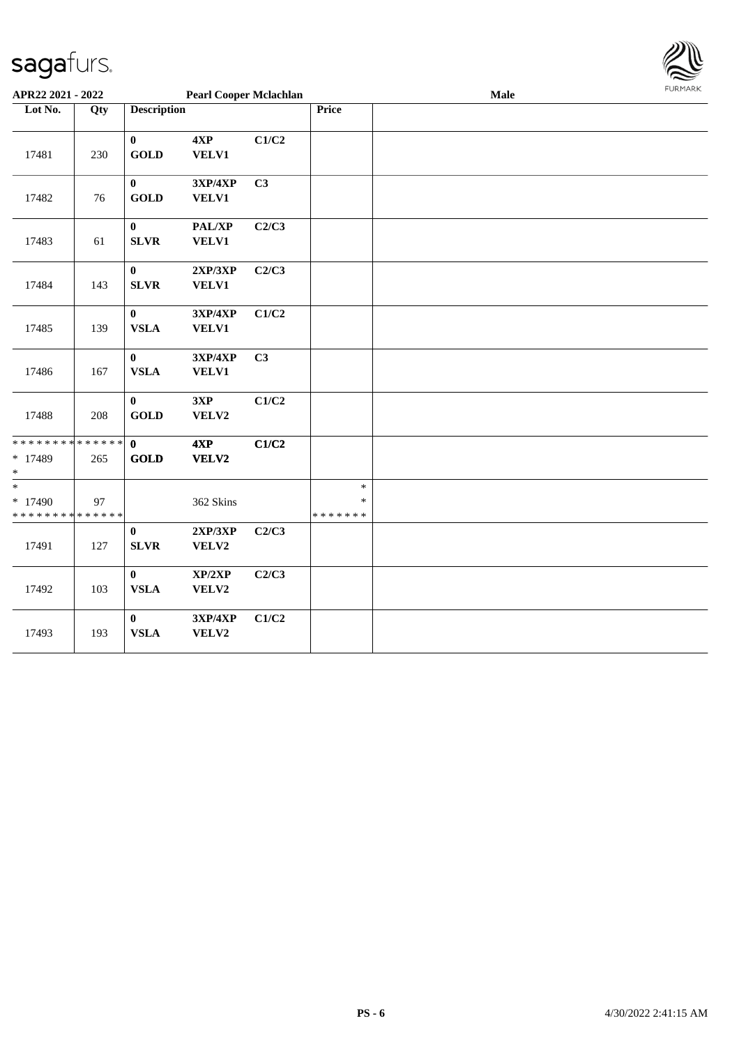APR22 2021 - 2022 Pearl Cooper Mclachlan Male

| Lot No. | Qty | Description | | | Price | |
|---|---|---|---|---|---|---|
| 17481 | 230 | 0 GOLD | 4XP VELV1 | C1/C2 | | |
| 17482 | 76 | 0 GOLD | 3XP/4XP VELV1 | C3 | | |
| 17483 | 61 | 0 SLVR | PAL/XP VELV1 | C2/C3 | | |
| 17484 | 143 | 0 SLVR | 2XP/3XP VELV1 | C2/C3 | | |
| 17485 | 139 | 0 VSLA | 3XP/4XP VELV1 | C1/C2 | | |
| 17486 | 167 | 0 VSLA | 3XP/4XP VELV1 | C3 | | |
| 17488 | 208 | 0 GOLD | 3XP VELV2 | C1/C2 | | |
| ************** * 17489 * | 265 | 0 GOLD | 4XP VELV2 | C1/C2 | | |
| * * 17490 ************** | 97 | | 362 Skins | | * * ******* | |
| 17491 | 127 | 0 SLVR | 2XP/3XP VELV2 | C2/C3 | | |
| 17492 | 103 | 0 VSLA | XP/2XP VELV2 | C2/C3 | | |
| 17493 | 193 | 0 VSLA | 3XP/4XP VELV2 | C1/C2 | | |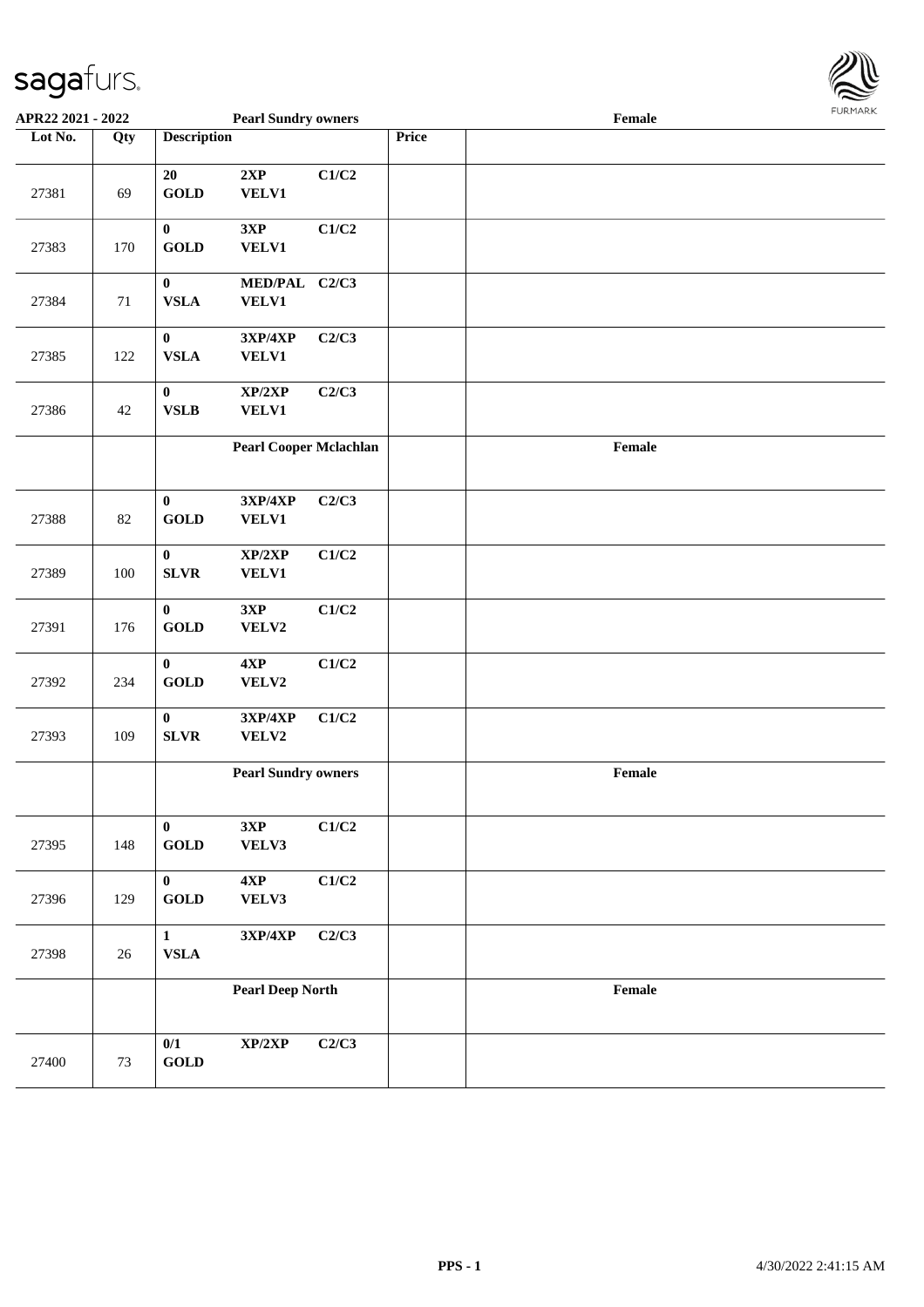| Lot No. | Qty | Description | | | Price | |
|---|---|---|---|---|---|---|
| | | **Pearl Sundry owners** | | | | **Female** |
| 27381 | 69 | **20 GOLD** | **2XP VELV1** | **C1/C2** | | |
| 27383 | 170 | **0 GOLD** | **3XP VELV1** | **C1/C2** | | |
| 27384 | 71 | **0 VSLA** | **MED/PAL VELV1** | **C2/C3** | | |
| 27385 | 122 | **0 VSLA** | **3XP/4XP VELV1** | **C2/C3** | | |
| 27386 | 42 | **0 VSLB** | **XP/2XP VELV1** | **C2/C3** | | |
| | | **Pearl Cooper Mclachlan** | | | | **Female** |
| 27388 | 82 | **0 GOLD** | **3XP/4XP VELV1** | **C2/C3** | | |
| 27389 | 100 | **0 SLVR** | **XP/2XP VELV1** | **C1/C2** | | |
| 27391 | 176 | **0 GOLD** | **3XP VELV2** | **C1/C2** | | |
| 27392 | 234 | **0 GOLD** | **4XP VELV2** | **C1/C2** | | |
| 27393 | 109 | **0 SLVR** | **3XP/4XP VELV2** | **C1/C2** | | |
| | | **Pearl Sundry owners** | | | | **Female** |
| 27395 | 148 | **0 GOLD** | **3XP VELV3** | **C1/C2** | | |
| 27396 | 129 | **0 GOLD** | **4XP VELV3** | **C1/C2** | | |
| 27398 | 26 | **1 VSLA** | **3XP/4XP** | **C2/C3** | | |
| | | **Pearl Deep North** | | | | **Female** |
| 27400 | 73 | **0/1 GOLD** | **XP/2XP** | **C2/C3** | | |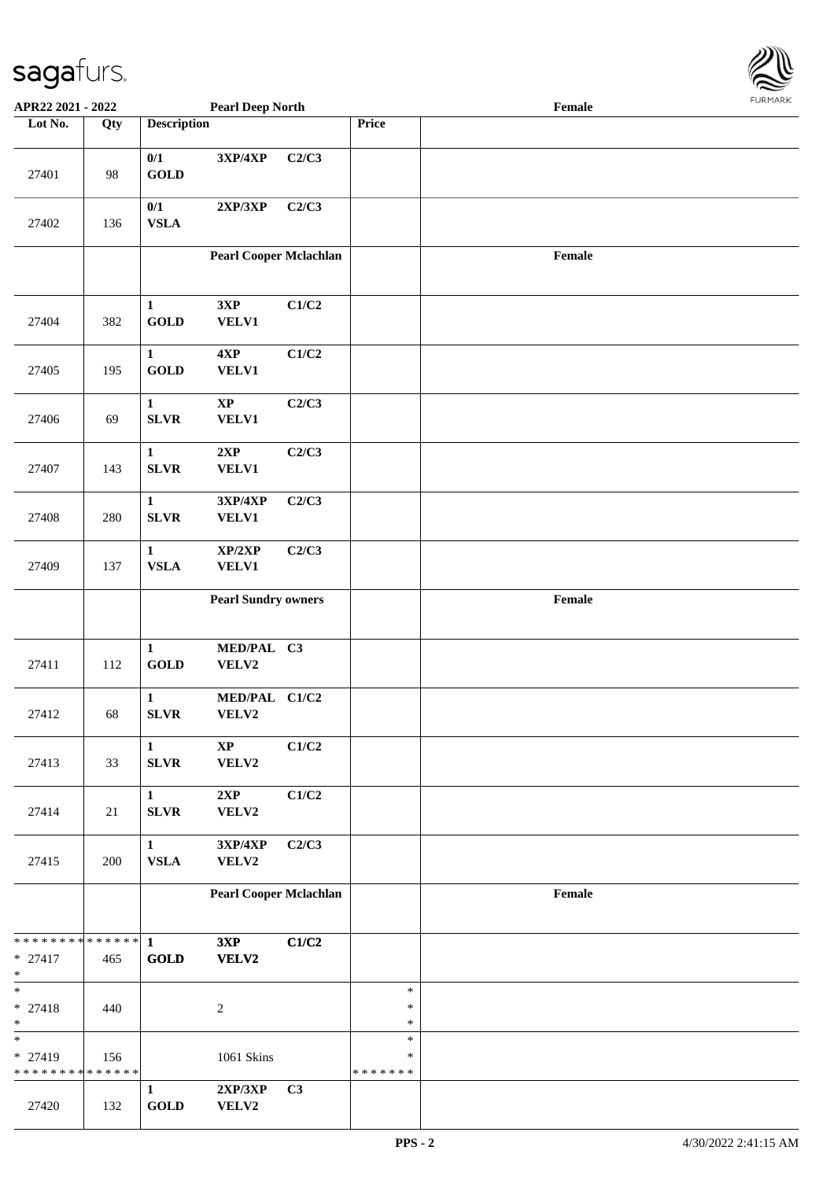APR22 2021 - 2022 — Pearl Deep North — Female

| Lot No. | Qty | Description | | | Price | |
|---|---|---|---|---|---|---|
| 27401 | 98 | 0/1 GOLD | 3XP/4XP | C2/C3 | | |
| 27402 | 136 | 0/1 VSLA | 2XP/3XP | C2/C3 | | |
| | | | **Pearl Cooper Mclachlan** | | | Female |
| 27404 | 382 | 1 GOLD | 3XP VELV1 | C1/C2 | | |
| 27405 | 195 | 1 GOLD | 4XP VELV1 | C1/C2 | | |
| 27406 | 69 | 1 SLVR | XP VELV1 | C2/C3 | | |
| 27407 | 143 | 1 SLVR | 2XP VELV1 | C2/C3 | | |
| 27408 | 280 | 1 SLVR | 3XP/4XP VELV1 | C2/C3 | | |
| 27409 | 137 | 1 VSLA | XP/2XP VELV1 | C2/C3 | | |
| | | | **Pearl Sundry owners** | | | Female |
| 27411 | 112 | 1 GOLD | MED/PAL VELV2 | C3 | | |
| 27412 | 68 | 1 SLVR | MED/PAL VELV2 | C1/C2 | | |
| 27413 | 33 | 1 SLVR | XP VELV2 | C1/C2 | | |
| 27414 | 21 | 1 SLVR | 2XP VELV2 | C1/C2 | | |
| 27415 | 200 | 1 VSLA | 3XP/4XP VELV2 | C2/C3 | | |
| | | | **Pearl Cooper Mclachlan** | | | Female |
| * * * * * * * * * * * * * * <br>* 27417<br>* | 465 | 1 GOLD | 3XP VELV2 | C1/C2 | | |
| *<br>* 27418<br>* | 440 | | 2 | | *<br>*<br>* | |
| *<br>* 27419<br>* * * * * * * * * * * * * * | 156 | | 1061 Skins | | *<br>*<br>* * * * * * * | |
| 27420 | 132 | 1 GOLD | 2XP/3XP VELV2 | C3 | | |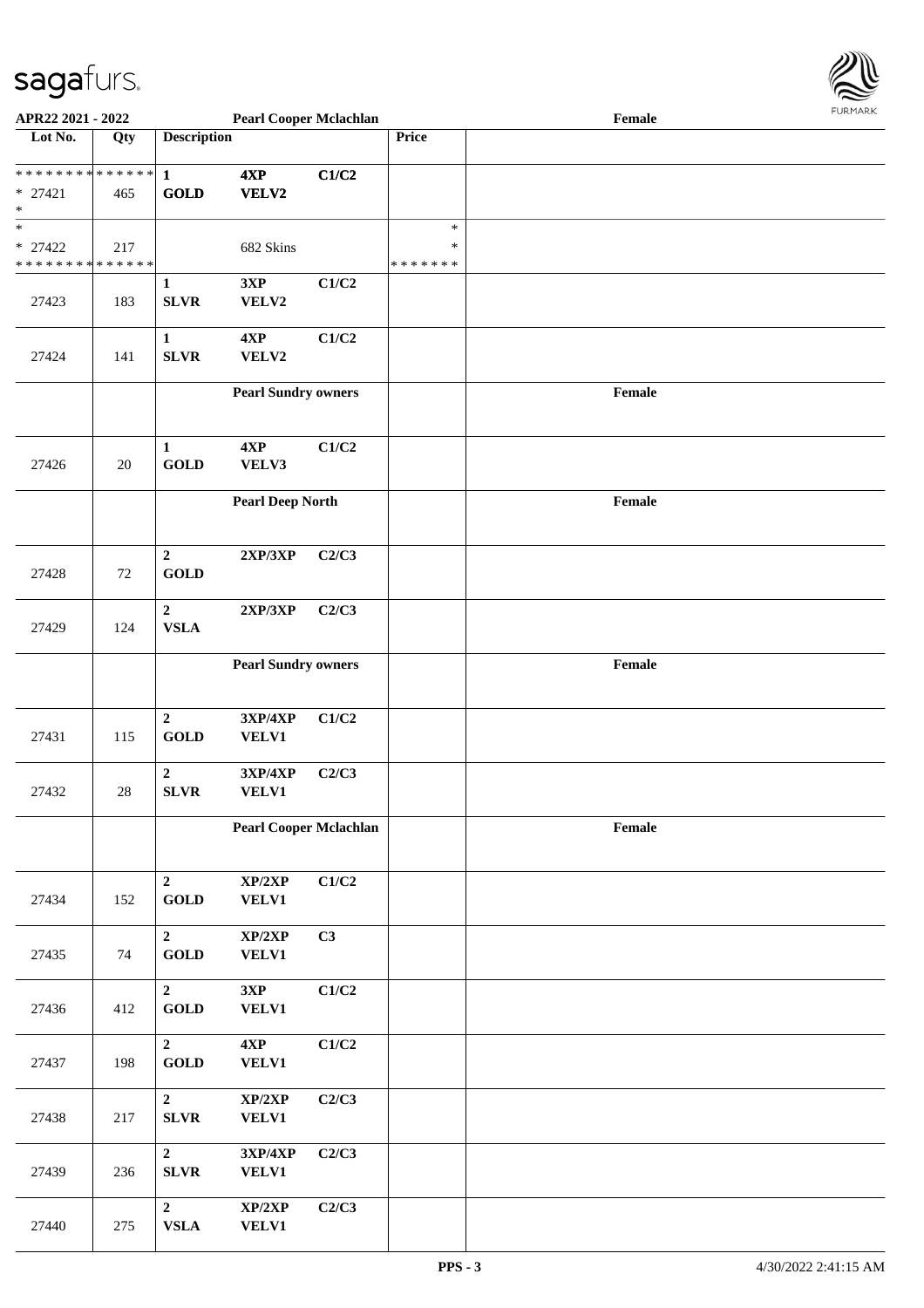| Lot No. | Qty | Description | | | Price | |
|---|---|---|---|---|---|---|
| * * * * * * * * * * * * * * | | 1 | 4XP | C1/C2 | | |
| * 27421 | 465 | GOLD | VELV2 | | | |
| * | | | | | | |
| * | | | | | * | |
| * 27422 | 217 | | 682 Skins | | * | |
| * * * * * * * * * * * * * * | | | | | * * * * * * * | |
| 27423 | 183 | 1 SLVR | 3XP VELV2 | C1/C2 | | |
| 27424 | 141 | 1 SLVR | 4XP VELV2 | C1/C2 | | |
| | | **Pearl Sundry owners** | | | | Female |
| 27426 | 20 | 1 GOLD | 4XP VELV3 | C1/C2 | | |
| | | **Pearl Deep North** | | | | Female |
| 27428 | 72 | 2 GOLD | 2XP/3XP | C2/C3 | | |
| 27429 | 124 | 2 VSLA | 2XP/3XP | C2/C3 | | |
| | | **Pearl Sundry owners** | | | | Female |
| 27431 | 115 | 2 GOLD | 3XP/4XP VELV1 | C1/C2 | | |
| 27432 | 28 | 2 SLVR | 3XP/4XP VELV1 | C2/C3 | | |
| | | **Pearl Cooper Mclachlan** | | | | Female |
| 27434 | 152 | 2 GOLD | XP/2XP VELV1 | C1/C2 | | |
| 27435 | 74 | 2 GOLD | XP/2XP VELV1 | C3 | | |
| 27436 | 412 | 2 GOLD | 3XP VELV1 | C1/C2 | | |
| 27437 | 198 | 2 GOLD | 4XP VELV1 | C1/C2 | | |
| 27438 | 217 | 2 SLVR | XP/2XP VELV1 | C2/C3 | | |
| 27439 | 236 | 2 SLVR | 3XP/4XP VELV1 | C2/C3 | | |
| 27440 | 275 | 2 VSLA | XP/2XP VELV1 | C2/C3 | | |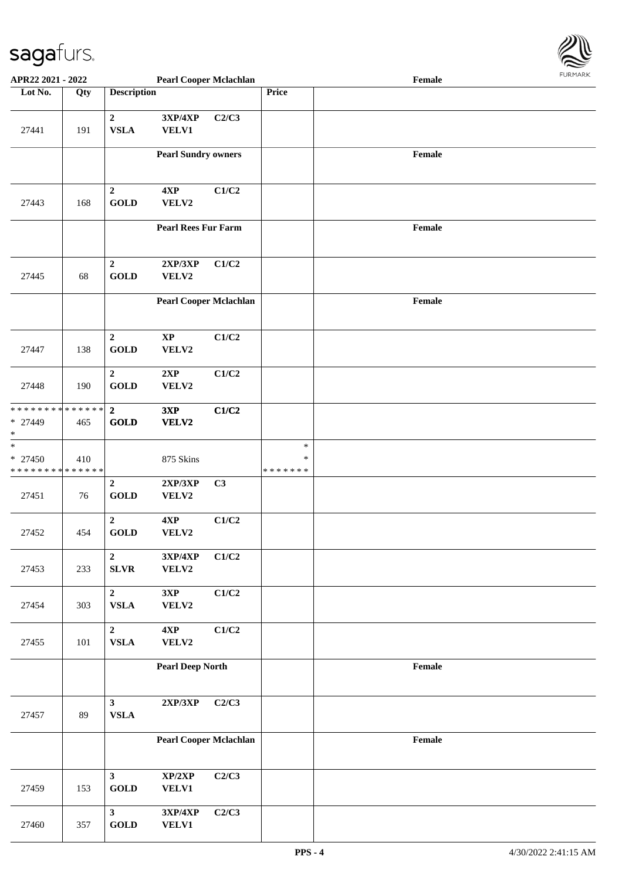| Lot No. | Qty | Description | | | Price | |
|---|---|---|---|---|---|---|
| 27441 | 191 | 2<br>VSLA | 3XP/4XP<br>VELV1 | C2/C3 | | |
| | | Pearl Sundry owners | | | | Female |
| 27443 | 168 | 2<br>GOLD | 4XP<br>VELV2 | C1/C2 | | |
| | | Pearl Rees Fur Farm | | | | Female |
| 27445 | 68 | 2<br>GOLD | 2XP/3XP<br>VELV2 | C1/C2 | | |
| | | Pearl Cooper Mclachlan | | | | Female |
| 27447 | 138 | 2<br>GOLD | XP<br>VELV2 | C1/C2 | | |
| 27448 | 190 | 2<br>GOLD | 2XP<br>VELV2 | C1/C2 | | |
| * * * * * * * * * * * * * *<br>* 27449<br>* | 465 | 2<br>GOLD | 3XP<br>VELV2 | C1/C2 | | |
| *<br>* 27450<br>* * * * * * * * * * * * * * | 410 | | 875 Skins | | *<br>*<br>* * * * * * * | |
| 27451 | 76 | 2<br>GOLD | 2XP/3XP<br>VELV2 | C3 | | |
| 27452 | 454 | 2<br>GOLD | 4XP<br>VELV2 | C1/C2 | | |
| 27453 | 233 | 2<br>SLVR | 3XP/4XP<br>VELV2 | C1/C2 | | |
| 27454 | 303 | 2<br>VSLA | 3XP<br>VELV2 | C1/C2 | | |
| 27455 | 101 | 2<br>VSLA | 4XP<br>VELV2 | C1/C2 | | |
| | | Pearl Deep North | | | | Female |
| 27457 | 89 | 3<br>VSLA | 2XP/3XP | C2/C3 | | |
| | | Pearl Cooper Mclachlan | | | | Female |
| 27459 | 153 | 3<br>GOLD | XP/2XP<br>VELV1 | C2/C3 | | |
| 27460 | 357 | 3<br>GOLD | 3XP/4XP<br>VELV1 | C2/C3 | | |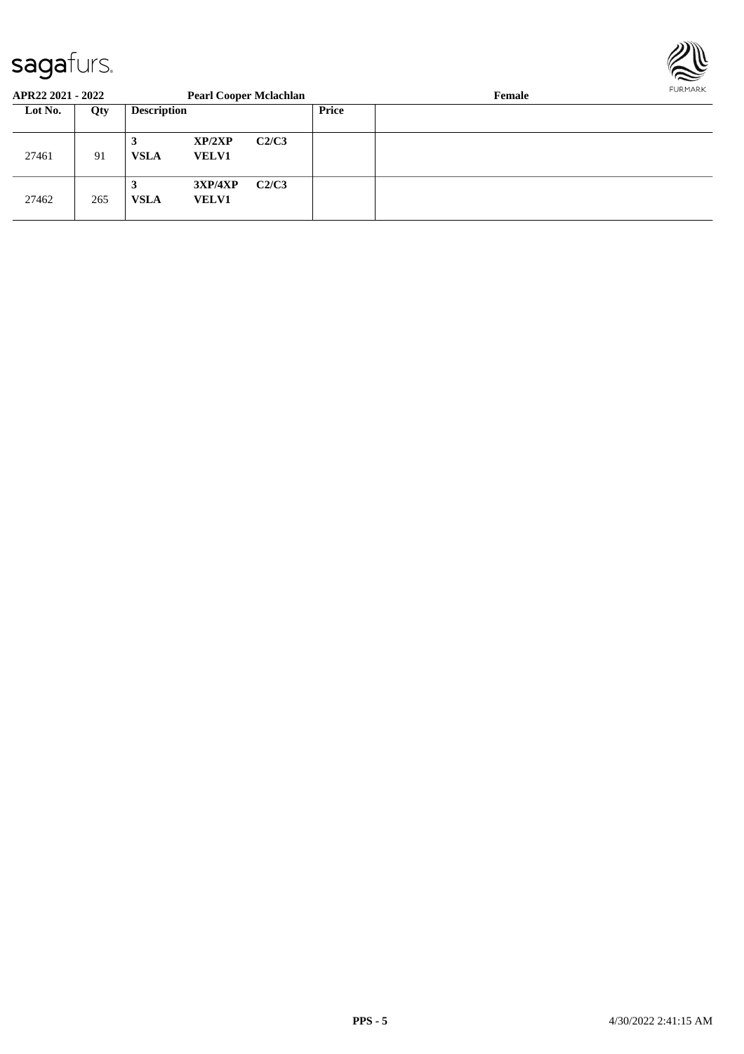**APR22 2021 - 2022** **Pearl Cooper Mclachlan** **Female**

| Lot No. | Qty | Description | | | Price | |
|---|---|---|---|---|---|---|
| 27461 | 91 | **3** **VSLA** | **XP/2XP** **VELV1** | **C2/C3** | | |
| 27462 | 265 | **3** **VSLA** | **3XP/4XP** **VELV1** | **C2/C3** | | |